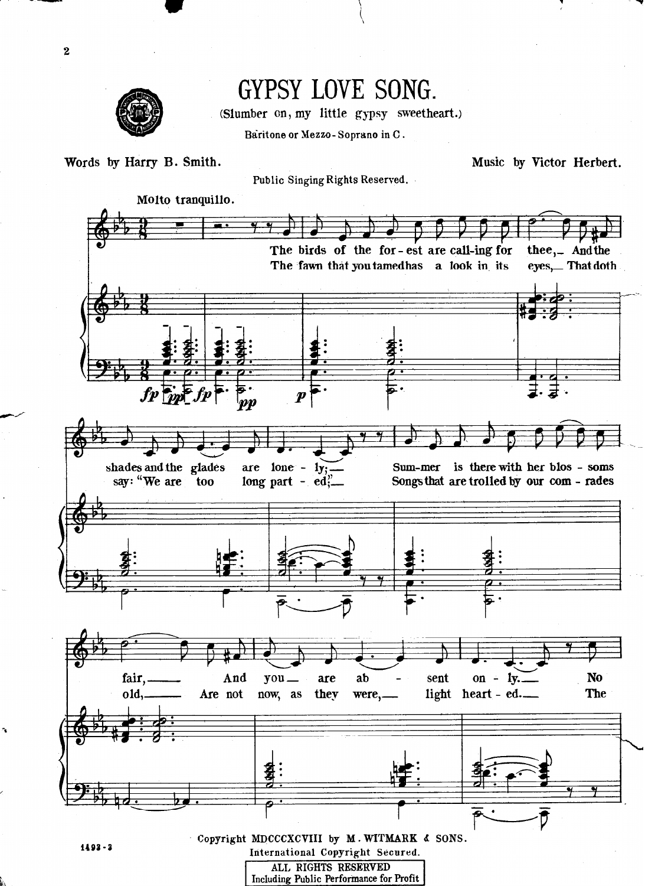# GYPSY LOVE SONG.

(Slumber on, my little gypsy sweetheart.)

Baritone or Mezzo-Soprano in C.

Words by Harry B. Smith.

Music by Victor Herbert.

Public Singing Rights Reserved.

Molto tranquillo.

Copyright MDCCCXCVIII by M. WITMARK & SONS.
International Copyright Secured.

ALL RIGHTS RESERVED
Including Public Performance for Profit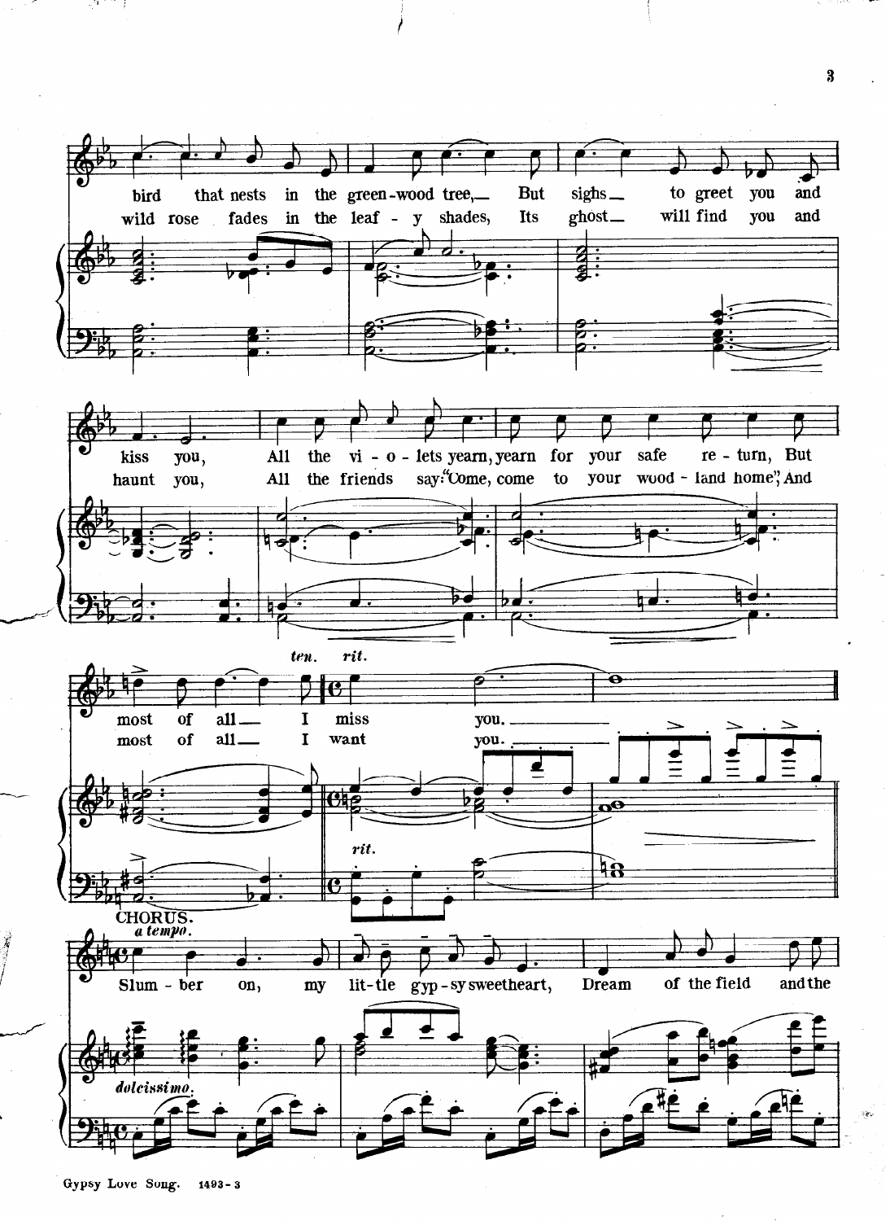bird that nests in the green-wood tree,— But sighs— to greet you and
wild rose fades in the leaf - y shades, Its ghost— will find you and

kiss you, All the vi - o - lets yearn, yearn for your safe re - turn, But
haunt you, All the friends say: "Come, come to your wood - land home", And

*ten.* *rit.*

most of all— I miss you.
most of all— I want you.

*rit.*

**CHORUS.**

*a tempo.*

Slum - ber on, my lit - tle gyp - sy sweetheart, Dream of the field and the

*dolcissimo.*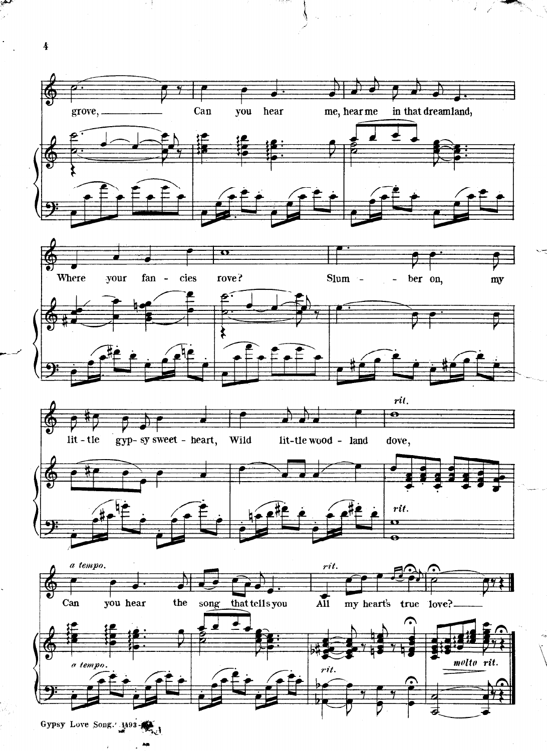grove, Can you hear me, hear me in that dreamland,

Where your fan-cies rove? Slum-ber on, my

lit-tle gyp-sy sweet-heart, Wild lit-tle wood-land dove,

*rit.*

*a tempo.*

Can you hear the song that tells you All my heart's true love?

*rit.*

*molto rit.*